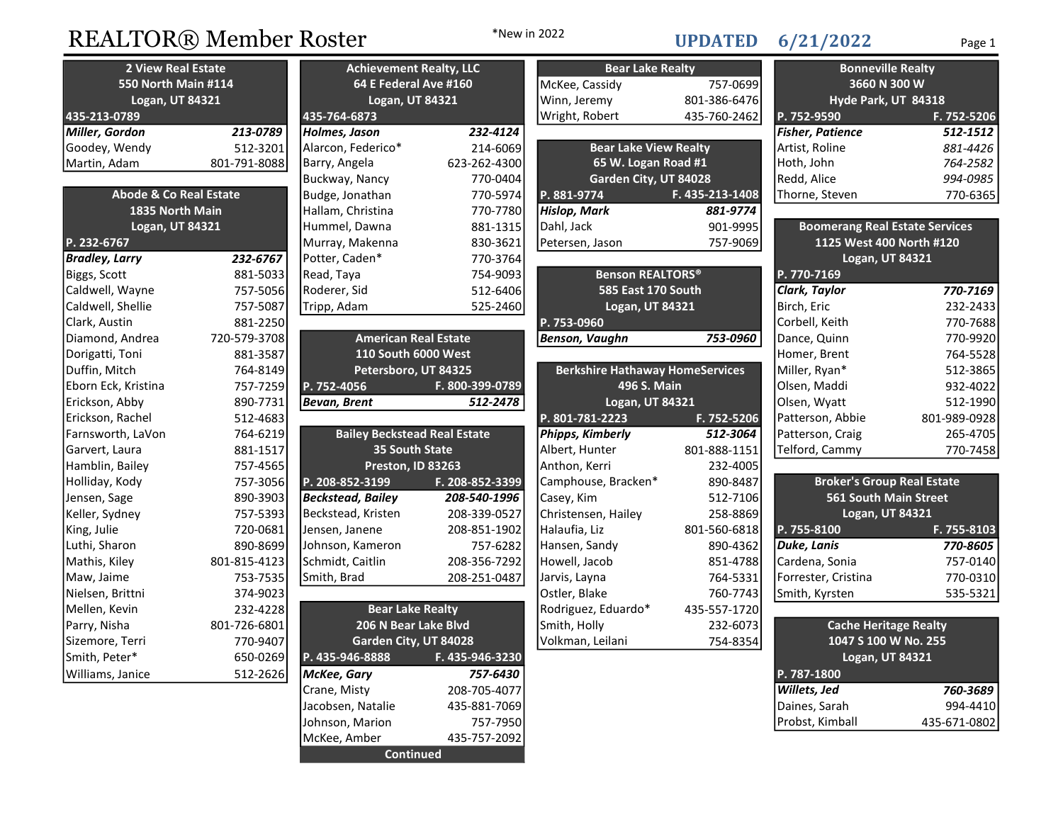# REALTOR® Member Roster

*New in 2022

**UPDATED 6/21/2022**

| 2 View Real Estate | |
|---|---|
| 550 North Main #114 | |
| Logan, UT 84321 | |
| 435-213-0789 | |
| ***Miller, Gordon*** | ***213-0789*** |
| Goodey, Wendy | 512-3201 |
| Martin, Adam | 801-791-8088 |

| Abode & Co Real Estate | |
|---|---|
| 1835 North Main | |
| Logan, UT 84321 | |
| P. 232-6767 | |
| ***Bradley, Larry*** | ***232-6767*** |
| Biggs, Scott | 881-5033 |
| Caldwell, Wayne | 757-5056 |
| Caldwell, Shellie | 757-5087 |
| Clark, Austin | 881-2250 |
| Diamond, Andrea | 720-579-3708 |
| Dorigatti, Toni | 881-3587 |
| Duffin, Mitch | 764-8149 |
| Eborn Eck, Kristina | 757-7259 |
| Erickson, Abby | 890-7731 |
| Erickson, Rachel | 512-4683 |
| Farnsworth, LaVon | 764-6219 |
| Garvert, Laura | 881-1517 |
| Hamblin, Bailey | 757-4565 |
| Holliday, Kody | 757-3056 |
| Jensen, Sage | 890-3903 |
| Keller, Sydney | 757-5393 |
| King, Julie | 720-0681 |
| Luthi, Sharon | 890-8699 |
| Mathis, Kiley | 801-815-4123 |
| Maw, Jaime | 753-7535 |
| Nielsen, Brittni | 374-9023 |
| Mellen, Kevin | 232-4228 |
| Parry, Nisha | 801-726-6801 |
| Sizemore, Terri | 770-9407 |
| Smith, Peter* | 650-0269 |
| Williams, Janice | 512-2626 |

| Achievement Realty, LLC | |
|---|---|
| 64 E Federal Ave #160 | |
| Logan, UT 84321 | |
| 435-764-6873 | |
| ***Holmes, Jason*** | ***232-4124*** |
| Alarcon, Federico* | 214-6069 |
| Barry, Angela | 623-262-4300 |
| Buckway, Nancy | 770-0404 |
| Budge, Jonathan | 770-5974 |
| Hallam, Christina | 770-7780 |
| Hummel, Dawna | 881-1315 |
| Murray, Makenna | 830-3621 |
| Potter, Caden* | 770-3764 |
| Read, Taya | 754-9093 |
| Roderer, Sid | 512-6406 |
| Tripp, Adam | 525-2460 |

| American Real Estate | |
|---|---|
| 110 South 6000 West | |
| Petersboro, UT 84325 | |
| P. 752-4056 | F. 800-399-0789 |
| ***Bevan, Brent*** | ***512-2478*** |

| Bailey Beckstead Real Estate | |
|---|---|
| 35 South State | |
| Preston, ID 83263 | |
| P. 208-852-3199 | F. 208-852-3399 |
| ***Beckstead, Bailey*** | ***208-540-1996*** |
| Beckstead, Kristen | 208-339-0527 |
| Jensen, Janene | 208-851-1902 |
| Johnson, Kameron | 757-6282 |
| Schmidt, Caitlin | 208-356-7292 |
| Smith, Brad | 208-251-0487 |

| Bear Lake Realty | |
|---|---|
| 206 N Bear Lake Blvd | |
| Garden City, UT 84028 | |
| P. 435-946-8888 | F. 435-946-3230 |
| ***McKee, Gary*** | ***757-6430*** |
| Crane, Misty | 208-705-4077 |
| Jacobsen, Natalie | 435-881-7069 |
| Johnson, Marion | 757-7950 |
| McKee, Amber | 435-757-2092 |
| Continued | |

| Bear Lake Realty | |
|---|---|
| McKee, Cassidy | 757-0699 |
| Winn, Jeremy | 801-386-6476 |
| Wright, Robert | 435-760-2462 |

| Bear Lake View Realty | |
|---|---|
| 65 W. Logan Road #1 | |
| Garden City, UT 84028 | |
| P. 881-9774 | F. 435-213-1408 |
| ***Hislop, Mark*** | ***881-9774*** |
| Dahl, Jack | 901-9995 |
| Petersen, Jason | 757-9069 |

| Benson REALTORS® | |
|---|---|
| 585 East 170 South | |
| Logan, UT 84321 | |
| P. 753-0960 | |
| ***Benson, Vaughn*** | ***753-0960*** |

| Berkshire Hathaway HomeServices | |
|---|---|
| 496 S. Main | |
| Logan, UT 84321 | |
| P. 801-781-2223 | F. 752-5206 |
| ***Phipps, Kimberly*** | ***512-3064*** |
| Albert, Hunter | 801-888-1151 |
| Anthon, Kerri | 232-4005 |
| Camphouse, Bracken* | 890-8487 |
| Casey, Kim | 512-7106 |
| Christensen, Hailey | 258-8869 |
| Halaufia, Liz | 801-560-6818 |
| Hansen, Sandy | 890-4362 |
| Howell, Jacob | 851-4788 |
| Jarvis, Layna | 764-5331 |
| Ostler, Blake | 760-7743 |
| Rodriguez, Eduardo* | 435-557-1720 |
| Smith, Holly | 232-6073 |
| Volkman, Leilani | 754-8354 |

| Bonneville Realty | |
|---|---|
| 3660 N 300 W | |
| Hyde Park, UT 84318 | |
| P. 752-9590 | F. 752-5206 |
| ***Fisher, Patience*** | ***512-1512*** |
| Artist, Roline | *881-4426* |
| Hoth, John | *764-2582* |
| Redd, Alice | *994-0985* |
| Thorne, Steven | 770-6365 |

| Boomerang Real Estate Services | |
|---|---|
| 1125 West 400 North #120 | |
| Logan, UT 84321 | |
| P. 770-7169 | |
| ***Clark, Taylor*** | ***770-7169*** |
| Birch, Eric | 232-2433 |
| Corbell, Keith | 770-7688 |
| Dance, Quinn | 770-9920 |
| Homer, Brent | 764-5528 |
| Miller, Ryan* | 512-3865 |
| Olsen, Maddi | 932-4022 |
| Olsen, Wyatt | 512-1990 |
| Patterson, Abbie | 801-989-0928 |
| Patterson, Craig | 265-4705 |
| Telford, Cammy | 770-7458 |

| Broker's Group Real Estate | |
|---|---|
| 561 South Main Street | |
| Logan, UT 84321 | |
| P. 755-8100 | F. 755-8103 |
| ***Duke, Lanis*** | ***770-8605*** |
| Cardena, Sonia | 757-0140 |
| Forrester, Cristina | 770-0310 |
| Smith, Kyrsten | 535-5321 |

| Cache Heritage Realty | |
|---|---|
| 1047 S 100 W No. 255 | |
| Logan, UT 84321 | |
| P. 787-1800 | |
| ***Willets, Jed*** | ***760-3689*** |
| Daines, Sarah | 994-4410 |
| Probst, Kimball | 435-671-0802 |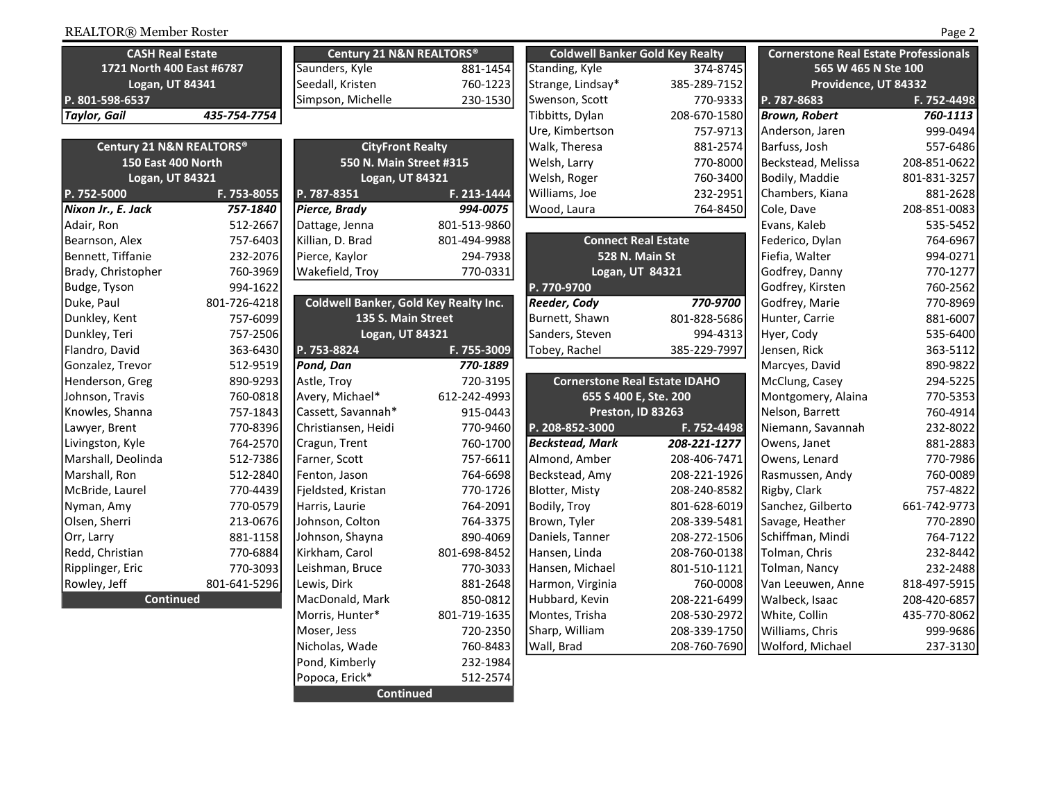## CASH Real Estate

1721 North 400 East #6787
Logan, UT 84341

| P. 801-598-6537 | |
|---|---|
| ***Taylor, Gail*** | ***435-754-7754*** |

## Century 21 N&N REALTORS®

150 East 400 North
Logan, UT 84321

| P. 752-5000 | F. 753-8055 |
|---|---|
| ***Nixon Jr., E. Jack*** | ***757-1840*** |
| Adair, Ron | 512-2667 |
| Bearnson, Alex | 757-6403 |
| Bennett, Tiffanie | 232-2076 |
| Brady, Christopher | 760-3969 |
| Budge, Tyson | 994-1622 |
| Duke, Paul | 801-726-4218 |
| Dunkley, Kent | 757-6099 |
| Dunkley, Teri | 757-2506 |
| Flandro, David | 363-6430 |
| Gonzalez, Trevor | 512-9519 |
| Henderson, Greg | 890-9293 |
| Johnson, Travis | 760-0818 |
| Knowles, Shanna | 757-1843 |
| Lawyer, Brent | 770-8396 |
| Livingston, Kyle | 764-2570 |
| Marshall, Deolinda | 512-7386 |
| Marshall, Ron | 512-2840 |
| McBride, Laurel | 770-4439 |
| Nyman, Amy | 770-0579 |
| Olsen, Sherri | 213-0676 |
| Orr, Larry | 881-1158 |
| Redd, Christian | 770-6884 |
| Ripplinger, Eric | 770-3093 |
| Rowley, Jeff | 801-641-5296 |

**Continued**

## Century 21 N&N REALTORS®

| Name | Phone |
|---|---|
| Saunders, Kyle | 881-1454 |
| Seedall, Kristen | 760-1223 |
| Simpson, Michelle | 230-1530 |

## CityFront Realty

550 N. Main Street #315
Logan, UT 84321

| P. 787-8351 | F. 213-1444 |
|---|---|
| ***Pierce, Brady*** | ***994-0075*** |
| Dattage, Jenna | 801-513-9860 |
| Killian, D. Brad | 801-494-9988 |
| Pierce, Kaylor | 294-7938 |
| Wakefield, Troy | 770-0331 |

## Coldwell Banker, Gold Key Realty Inc.

135 S. Main Street
Logan, UT 84321

| P. 753-8824 | F. 755-3009 |
|---|---|
| ***Pond, Dan*** | ***770-1889*** |
| Astle, Troy | 720-3195 |
| Avery, Michael* | 612-242-4993 |
| Cassett, Savannah* | 915-0443 |
| Christiansen, Heidi | 770-9460 |
| Cragun, Trent | 760-1700 |
| Farner, Scott | 757-6611 |
| Fenton, Jason | 764-6698 |
| Fjeldsted, Kristan | 770-1726 |
| Harris, Laurie | 764-2091 |
| Johnson, Colton | 764-3375 |
| Johnson, Shayna | 890-4069 |
| Kirkham, Carol | 801-698-8452 |
| Leishman, Bruce | 770-3033 |
| Lewis, Dirk | 881-2648 |
| MacDonald, Mark | 850-0812 |
| Morris, Hunter* | 801-719-1635 |
| Moser, Jess | 720-2350 |
| Nicholas, Wade | 760-8483 |
| Pond, Kimberly | 232-1984 |
| Popoca, Erick* | 512-2574 |

**Continued**

## Coldwell Banker Gold Key Realty

| Name | Phone |
|---|---|
| Standing, Kyle | 374-8745 |
| Strange, Lindsay* | 385-289-7152 |
| Swenson, Scott | 770-9333 |
| Tibbitts, Dylan | 208-670-1580 |
| Ure, Kimbertson | 757-9713 |
| Walk, Theresa | 881-2574 |
| Welsh, Larry | 770-8000 |
| Welsh, Roger | 760-3400 |
| Williams, Joe | 232-2951 |
| Wood, Laura | 764-8450 |

## Connect Real Estate

528 N. Main St
Logan, UT 84321

| P. 770-9700 | |
|---|---|
| ***Reeder, Cody*** | ***770-9700*** |
| Burnett, Shawn | 801-828-5686 |
| Sanders, Steven | 994-4313 |
| Tobey, Rachel | 385-229-7997 |

## Cornerstone Real Estate IDAHO

655 S 400 E, Ste. 200
Preston, ID 83263

| P. 208-852-3000 | F. 752-4498 |
|---|---|
| ***Beckstead, Mark*** | ***208-221-1277*** |
| Almond, Amber | 208-406-7471 |
| Beckstead, Amy | 208-221-1926 |
| Blotter, Misty | 208-240-8582 |
| Bodily, Troy | 801-628-6019 |
| Brown, Tyler | 208-339-5481 |
| Daniels, Tanner | 208-272-1506 |
| Hansen, Linda | 208-760-0138 |
| Hansen, Michael | 801-510-1121 |
| Harmon, Virginia | 760-0008 |
| Hubbard, Kevin | 208-221-6499 |
| Montes, Trisha | 208-530-2972 |
| Sharp, William | 208-339-1750 |
| Wall, Brad | 208-760-7690 |

## Cornerstone Real Estate Professionals

565 W 465 N Ste 100
Providence, UT 84332

| P. 787-8683 | F. 752-4498 |
|---|---|
| ***Brown, Robert*** | ***760-1113*** |
| Anderson, Jaren | 999-0494 |
| Barfuss, Josh | 557-6486 |
| Beckstead, Melissa | 208-851-0622 |
| Bodily, Maddie | 801-831-3257 |
| Chambers, Kiana | 881-2628 |
| Cole, Dave | 208-851-0083 |
| Evans, Kaleb | 535-5452 |
| Federico, Dylan | 764-6967 |
| Fiefia, Walter | 994-0271 |
| Godfrey, Danny | 770-1277 |
| Godfrey, Kirsten | 760-2562 |
| Godfrey, Marie | 770-8969 |
| Hunter, Carrie | 881-6007 |
| Hyer, Cody | 535-6400 |
| Jensen, Rick | 363-5112 |
| Marcyes, David | 890-9822 |
| McClung, Casey | 294-5225 |
| Montgomery, Alaina | 770-5353 |
| Nelson, Barrett | 760-4914 |
| Niemann, Savannah | 232-8022 |
| Owens, Janet | 881-2883 |
| Owens, Lenard | 770-7986 |
| Rasmussen, Andy | 760-0089 |
| Rigby, Clark | 757-4822 |
| Sanchez, Gilberto | 661-742-9773 |
| Savage, Heather | 770-2890 |
| Schiffman, Mindi | 764-7122 |
| Tolman, Chris | 232-8442 |
| Tolman, Nancy | 232-2488 |
| Van Leeuwen, Anne | 818-497-5915 |
| Walbeck, Isaac | 208-420-6857 |
| White, Collin | 435-770-8062 |
| Williams, Chris | 999-9686 |
| Wolford, Michael | 237-3130 |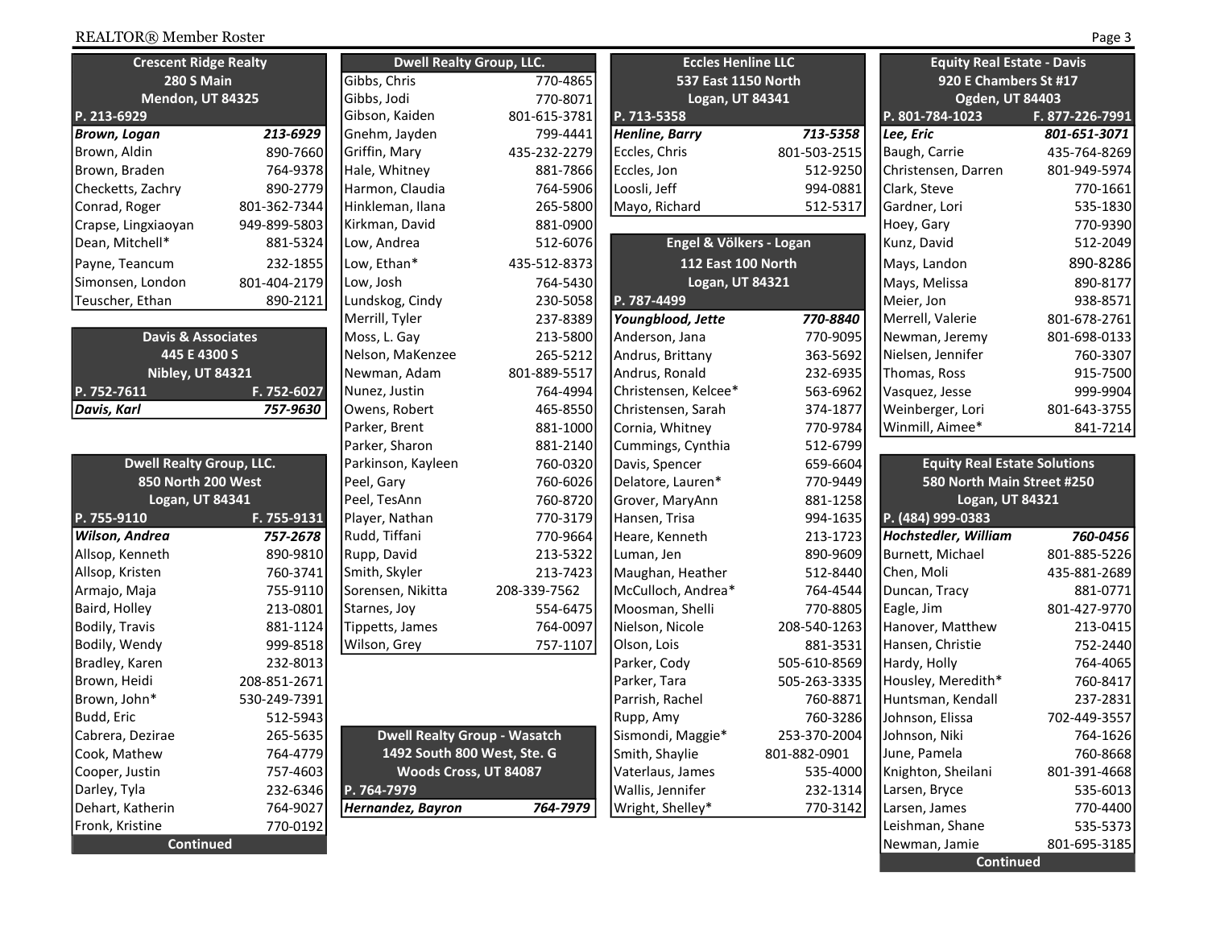## Crescent Ridge Realty

280 S Main
Mendon, UT 84325
P. 213-6929

| Name | Phone |
|---|---|
| ***Brown, Logan*** | ***213-6929*** |
| Brown, Aldin | 890-7660 |
| Brown, Braden | 764-9378 |
| Checketts, Zachry | 890-2779 |
| Conrad, Roger | 801-362-7344 |
| Crapse, Lingxiaoyan | 949-899-5803 |
| Dean, Mitchell* | 881-5324 |
| Payne, Teancum | 232-1855 |
| Simonsen, London | 801-404-2179 |
| Teuscher, Ethan | 890-2121 |

## Davis & Associates

445 E 4300 S
Nibley, UT 84321
P. 752-7611 F. 752-6027

| Name | Phone |
|---|---|
| ***Davis, Karl*** | ***757-9630*** |

## Dwell Realty Group, LLC.

850 North 200 West
Logan, UT 84341
P. 755-9110 F. 755-9131

| Name | Phone |
|---|---|
| ***Wilson, Andrea*** | ***757-2678*** |
| Allsop, Kenneth | 890-9810 |
| Allsop, Kristen | 760-3741 |
| Armajo, Maja | 755-9110 |
| Baird, Holley | 213-0801 |
| Bodily, Travis | 881-1124 |
| Bodily, Wendy | 999-8518 |
| Bradley, Karen | 232-8013 |
| Brown, Heidi | 208-851-2671 |
| Brown, John* | 530-249-7391 |
| Budd, Eric | 512-5943 |
| Cabrera, Dezirae | 265-5635 |
| Cook, Mathew | 764-4779 |
| Cooper, Justin | 757-4603 |
| Darley, Tyla | 232-6346 |
| Dehart, Katherin | 764-9027 |
| Fronk, Kristine | 770-0192 |

Continued

## Dwell Realty Group, LLC.

| Name | Phone |
|---|---|
| Gibbs, Chris | 770-4865 |
| Gibbs, Jodi | 770-8071 |
| Gibson, Kaiden | 801-615-3781 |
| Gnehm, Jayden | 799-4441 |
| Griffin, Mary | 435-232-2279 |
| Hale, Whitney | 881-7866 |
| Harmon, Claudia | 764-5906 |
| Hinkleman, Ilana | 265-5800 |
| Kirkman, David | 881-0900 |
| Low, Andrea | 512-6076 |
| Low, Ethan* | 435-512-8373 |
| Low, Josh | 764-5430 |
| Lundskog, Cindy | 230-5058 |
| Merrill, Tyler | 237-8389 |
| Moss, L. Gay | 213-5800 |
| Nelson, MaKenzee | 265-5212 |
| Newman, Adam | 801-889-5517 |
| Nunez, Justin | 764-4994 |
| Owens, Robert | 465-8550 |
| Parker, Brent | 881-1000 |
| Parker, Sharon | 881-2140 |
| Parkinson, Kayleen | 760-0320 |
| Peel, Gary | 760-6026 |
| Peel, TesAnn | 760-8720 |
| Player, Nathan | 770-3179 |
| Rudd, Tiffani | 770-9664 |
| Rupp, David | 213-5322 |
| Smith, Skyler | 213-7423 |
| Sorensen, Nikitta | 208-339-7562 |
| Starnes, Joy | 554-6475 |
| Tippetts, James | 764-0097 |
| Wilson, Grey | 757-1107 |

## Dwell Realty Group - Wasatch

1492 South 800 West, Ste. G
Woods Cross, UT 84087
P. 764-7979

| Name | Phone |
|---|---|
| ***Hernandez, Bayron*** | ***764-7979*** |

## Eccles Henline LLC

537 East 1150 North
Logan, UT 84341
P. 713-5358

| Name | Phone |
|---|---|
| ***Henline, Barry*** | ***713-5358*** |
| Eccles, Chris | 801-503-2515 |
| Eccles, Jon | 512-9250 |
| Loosli, Jeff | 994-0881 |
| Mayo, Richard | 512-5317 |

## Engel & Völkers - Logan

112 East 100 North
Logan, UT 84321
P. 787-4499

| Name | Phone |
|---|---|
| ***Youngblood, Jette*** | ***770-8840*** |
| Anderson, Jana | 770-9095 |
| Andrus, Brittany | 363-5692 |
| Andrus, Ronald | 232-6935 |
| Christensen, Kelcee* | 563-6962 |
| Christensen, Sarah | 374-1877 |
| Cornia, Whitney | 770-9784 |
| Cummings, Cynthia | 512-6799 |
| Davis, Spencer | 659-6604 |
| Delatore, Lauren* | 770-9449 |
| Grover, MaryAnn | 881-1258 |
| Hansen, Trisa | 994-1635 |
| Heare, Kenneth | 213-1723 |
| Luman, Jen | 890-9609 |
| Maughan, Heather | 512-8440 |
| McCulloch, Andrea* | 764-4544 |
| Moosman, Shelli | 770-8805 |
| Nielson, Nicole | 208-540-1263 |
| Olson, Lois | 881-3531 |
| Parker, Cody | 505-610-8569 |
| Parker, Tara | 505-263-3335 |
| Parrish, Rachel | 760-8871 |
| Rupp, Amy | 760-3286 |
| Sismondi, Maggie* | 253-370-2004 |
| Smith, Shaylie | 801-882-0901 |
| Vaterlaus, James | 535-4000 |
| Wallis, Jennifer | 232-1314 |
| Wright, Shelley* | 770-3142 |

## Equity Real Estate - Davis

920 E Chambers St #17
Ogden, UT 84403
P. 801-784-1023 F. 877-226-7991

| Name | Phone |
|---|---|
| ***Lee, Eric*** | ***801-651-3071*** |
| Baugh, Carrie | 435-764-8269 |
| Christensen, Darren | 801-949-5974 |
| Clark, Steve | 770-1661 |
| Gardner, Lori | 535-1830 |
| Hoey, Gary | 770-9390 |
| Kunz, David | 512-2049 |
| Mays, Landon | 890-8286 |
| Mays, Melissa | 890-8177 |
| Meier, Jon | 938-8571 |
| Merrell, Valerie | 801-678-2761 |
| Newman, Jeremy | 801-698-0133 |
| Nielsen, Jennifer | 760-3307 |
| Thomas, Ross | 915-7500 |
| Vasquez, Jesse | 999-9904 |
| Weinberger, Lori | 801-643-3755 |
| Winmill, Aimee* | 841-7214 |

## Equity Real Estate Solutions

580 North Main Street #250
Logan, UT 84321
P. (484) 999-0383

| Name | Phone |
|---|---|
| ***Hochstedler, William*** | ***760-0456*** |
| Burnett, Michael | 801-885-5226 |
| Chen, Moli | 435-881-2689 |
| Duncan, Tracy | 881-0771 |
| Eagle, Jim | 801-427-9770 |
| Hanover, Matthew | 213-0415 |
| Hansen, Christie | 752-2440 |
| Hardy, Holly | 764-4065 |
| Housley, Meredith* | 760-8417 |
| Huntsman, Kendall | 237-2831 |
| Johnson, Elissa | 702-449-3557 |
| Johnson, Niki | 764-1626 |
| June, Pamela | 760-8668 |
| Knighton, Sheilani | 801-391-4668 |
| Larsen, Bryce | 535-6013 |
| Larsen, James | 770-4400 |
| Leishman, Shane | 535-5373 |
| Newman, Jamie | 801-695-3185 |

Continued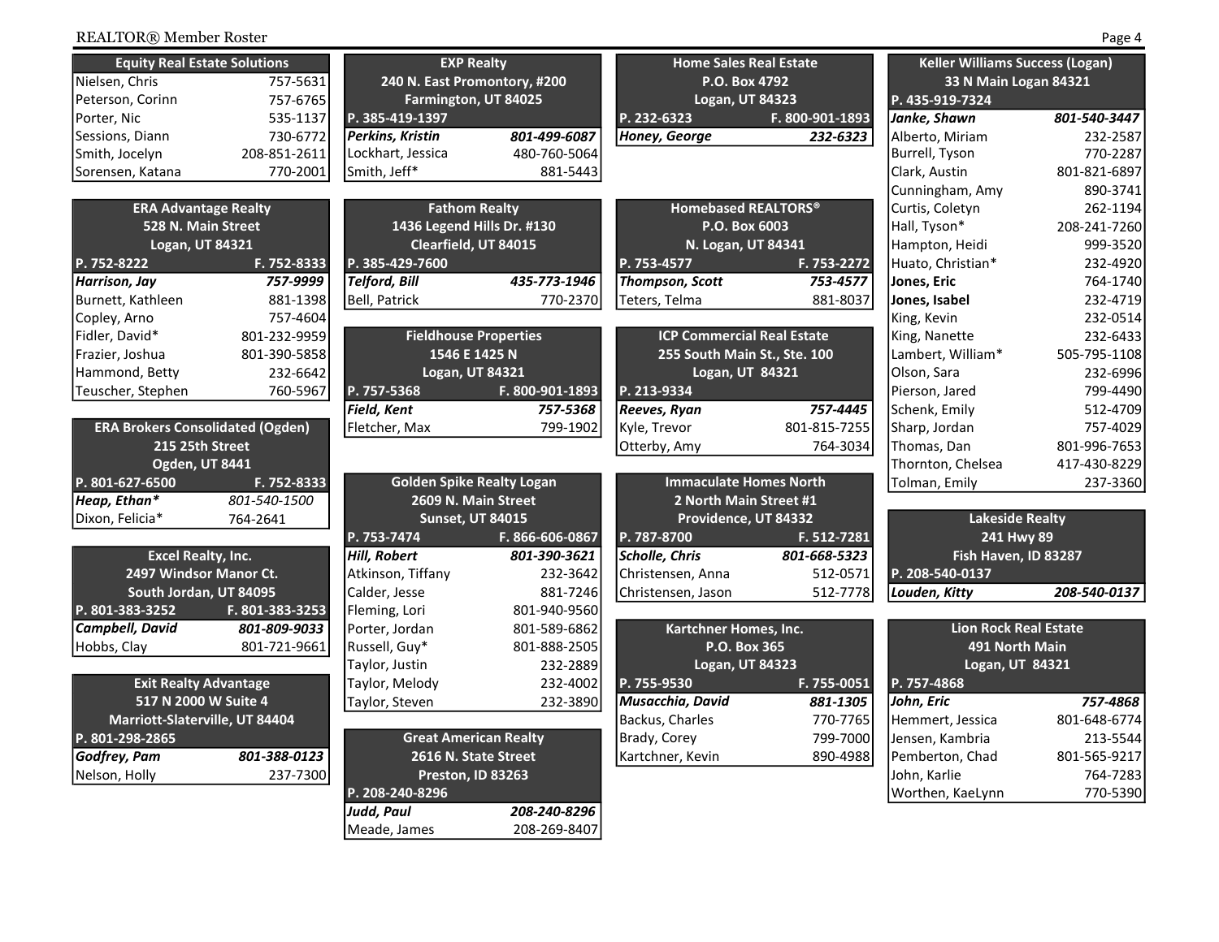### Equity Real Estate Solutions

| Name | Phone |
|---|---|
| Nielsen, Chris | 757-5631 |
| Peterson, Corinn | 757-6765 |
| Porter, Nic | 535-1137 |
| Sessions, Diann | 730-6772 |
| Smith, Jocelyn | 208-851-2611 |
| Sorensen, Katana | 770-2001 |

### ERA Advantage Realty
528 N. Main Street
Logan, UT 84321

| P. 752-8222 | F. 752-8333 |
|---|---|
| ***Harrison, Jay*** | ***757-9999*** |
| Burnett, Kathleen | 881-1398 |
| Copley, Arno | 757-4604 |
| Fidler, David* | 801-232-9959 |
| Frazier, Joshua | 801-390-5858 |
| Hammond, Betty | 232-6642 |
| Teuscher, Stephen | 760-5967 |

### ERA Brokers Consolidated (Ogden)
215 25th Street
Ogden, UT 8441

| P. 801-627-6500 | F. 752-8333 |
|---|---|
| ***Heap, Ethan**** | *801-540-1500* |
| Dixon, Felicia* | 764-2641 |

### Excel Realty, Inc.
2497 Windsor Manor Ct.
South Jordan, UT 84095

| P. 801-383-3252 | F. 801-383-3253 |
|---|---|
| ***Campbell, David*** | ***801-809-9033*** |
| Hobbs, Clay | 801-721-9661 |

### Exit Realty Advantage
517 N 2000 W Suite 4
Marriott-Slaterville, UT 84404

| P. 801-298-2865 | |
|---|---|
| ***Godfrey, Pam*** | ***801-388-0123*** |
| Nelson, Holly | 237-7300 |

### EXP Realty
240 N. East Promontory, #200
Farmington, UT 84025

| P. 385-419-1397 | |
|---|---|
| ***Perkins, Kristin*** | ***801-499-6087*** |
| Lockhart, Jessica | 480-760-5064 |
| Smith, Jeff* | 881-5443 |

### Fathom Realty
1436 Legend Hills Dr. #130
Clearfield, UT 84015

| P. 385-429-7600 | |
|---|---|
| ***Telford, Bill*** | ***435-773-1946*** |
| Bell, Patrick | 770-2370 |

### Fieldhouse Properties
1546 E 1425 N
Logan, UT 84321

| P. 757-5368 | F. 800-901-1893 |
|---|---|
| ***Field, Kent*** | ***757-5368*** |
| Fletcher, Max | 799-1902 |

### Golden Spike Realty Logan
2609 N. Main Street
Sunset, UT 84015

| P. 753-7474 | F. 866-606-0867 |
|---|---|
| ***Hill, Robert*** | ***801-390-3621*** |
| Atkinson, Tiffany | 232-3642 |
| Calder, Jesse | 881-7246 |
| Fleming, Lori | 801-940-9560 |
| Porter, Jordan | 801-589-6862 |
| Russell, Guy* | 801-888-2505 |
| Taylor, Justin | 232-2889 |
| Taylor, Melody | 232-4002 |
| Taylor, Steven | 232-3890 |

### Great American Realty
2616 N. State Street
Preston, ID 83263

| P. 208-240-8296 | |
|---|---|
| ***Judd, Paul*** | ***208-240-8296*** |
| Meade, James | 208-269-8407 |

### Home Sales Real Estate
P.O. Box 4792
Logan, UT 84323

| P. 232-6323 | F. 800-901-1893 |
|---|---|
| ***Honey, George*** | ***232-6323*** |

### Homebased REALTORS®
P.O. Box 6003
N. Logan, UT 84341

| P. 753-4577 | F. 753-2272 |
|---|---|
| ***Thompson, Scott*** | ***753-4577*** |
| Teters, Telma | 881-8037 |

### ICP Commercial Real Estate
255 South Main St., Ste. 100
Logan, UT 84321

| P. 213-9334 | |
|---|---|
| ***Reeves, Ryan*** | ***757-4445*** |
| Kyle, Trevor | 801-815-7255 |
| Otterby, Amy | 764-3034 |

### Immaculate Homes North
2 North Main Street #1
Providence, UT 84332

| P. 787-8700 | F. 512-7281 |
|---|---|
| ***Scholle, Chris*** | ***801-668-5323*** |
| Christensen, Anna | 512-0571 |
| Christensen, Jason | 512-7778 |

### Kartchner Homes, Inc.
P.O. Box 365
Logan, UT 84323

| P. 755-9530 | F. 755-0051 |
|---|---|
| ***Musacchia, David*** | ***881-1305*** |
| Backus, Charles | 770-7765 |
| Brady, Corey | 799-7000 |
| Kartchner, Kevin | 890-4988 |

### Keller Williams Success (Logan)
33 N Main Logan 84321

| P. 435-919-7324 | |
|---|---|
| ***Janke, Shawn*** | ***801-540-3447*** |
| Alberto, Miriam | 232-2587 |
| Burrell, Tyson | 770-2287 |
| Clark, Austin | 801-821-6897 |
| Cunningham, Amy | 890-3741 |
| Curtis, Coletyn | 262-1194 |
| Hall, Tyson* | 208-241-7260 |
| Hampton, Heidi | 999-3520 |
| Huato, Christian* | 232-4920 |
| **Jones, Eric** | 764-1740 |
| **Jones, Isabel** | 232-4719 |
| King, Kevin | 232-0514 |
| King, Nanette | 232-6433 |
| Lambert, William* | 505-795-1108 |
| Olson, Sara | 232-6996 |
| Pierson, Jared | 799-4490 |
| Schenk, Emily | 512-4709 |
| Sharp, Jordan | 757-4029 |
| Thomas, Dan | 801-996-7653 |
| Thornton, Chelsea | 417-430-8229 |
| Tolman, Emily | 237-3360 |

### Lakeside Realty
241 Hwy 89
Fish Haven, ID 83287

| P. 208-540-0137 | |
|---|---|
| ***Louden, Kitty*** | ***208-540-0137*** |

### Lion Rock Real Estate
491 North Main
Logan, UT 84321

| P. 757-4868 | |
|---|---|
| ***John, Eric*** | ***757-4868*** |
| Hemmert, Jessica | 801-648-6774 |
| Jensen, Kambria | 213-5544 |
| Pemberton, Chad | 801-565-9217 |
| John, Karlie | 764-7283 |
| Worthen, KaeLynn | 770-5390 |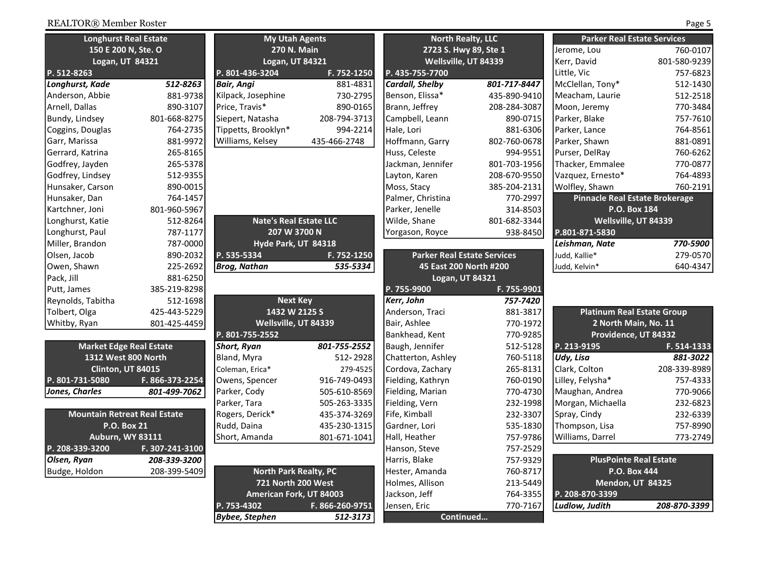## Longhurst Real Estate
150 E 200 N, Ste. O
Logan, UT 84321

| P. 512-8263 | |
|---|---|
| ***Longhurst, Kade*** | ***512-8263*** |
| Anderson, Abbie | 881-9738 |
| Arnell, Dallas | 890-3107 |
| Bundy, Lindsey | 801-668-8275 |
| Coggins, Douglas | 764-2735 |
| Garr, Marissa | 881-9972 |
| Gerrard, Katrina | 265-8165 |
| Godfrey, Jayden | 265-5378 |
| Godfrey, Lindsey | 512-9355 |
| Hunsaker, Carson | 890-0015 |
| Hunsaker, Dan | 764-1457 |
| Kartchner, Joni | 801-960-5967 |
| Longhurst, Katie | 512-8264 |
| Longhurst, Paul | 787-1177 |
| Miller, Brandon | 787-0000 |
| Olsen, Jacob | 890-2032 |
| Owen, Shawn | 225-2692 |
| Pack, Jill | 881-6250 |
| Putt, James | 385-219-8298 |
| Reynolds, Tabitha | 512-1698 |
| Tolbert, Olga | 425-443-5229 |
| Whitby, Ryan | 801-425-4459 |

## Market Edge Real Estate
1312 West 800 North
Clinton, UT 84015

| P. 801-731-5080 | F. 866-373-2254 |
|---|---|
| ***Jones, Charles*** | ***801-499-7062*** |

## Mountain Retreat Real Estate
P.O. Box 21
Auburn, WY 83111

| P. 208-339-3200 | F. 307-241-3100 |
|---|---|
| ***Olsen, Ryan*** | ***208-339-3200*** |
| Budge, Holdon | 208-399-5409 |

## My Utah Agents
270 N. Main
Logan, UT 84321

| P. 801-436-3204 | F. 752-1250 |
|---|---|
| ***Bair, Angi*** | 881-4831 |
| Kilpack, Josephine | 730-2795 |
| Price, Travis* | 890-0165 |
| Siepert, Natasha | 208-794-3713 |
| Tippetts, Brooklyn* | 994-2214 |
| Williams, Kelsey | 435-466-2748 |

## Nate's Real Estate LLC
207 W 3700 N
Hyde Park, UT 84318

| P. 535-5334 | F. 752-1250 |
|---|---|
| ***Brog, Nathan*** | ***535-5334*** |

## Next Key
1432 W 2125 S
Wellsville, UT 84339

| P. 801-755-2552 | |
|---|---|
| ***Short, Ryan*** | ***801-755-2552*** |
| Bland, Myra | 512- 2928 |
| Coleman, Erica* | 279-4525 |
| Owens, Spencer | 916-749-0493 |
| Parker, Cody | 505-610-8569 |
| Parker, Tara | 505-263-3335 |
| Rogers, Derick* | 435-374-3269 |
| Rudd, Daina | 435-230-1315 |
| Short, Amanda | 801-671-1041 |

## North Park Realty, PC
721 North 200 West
American Fork, UT 84003

| P. 753-4302 | F. 866-260-9751 |
|---|---|
| ***Bybee, Stephen*** | ***512-3173*** |

## North Realty, LLC
2723 S. Hwy 89, Ste 1
Wellsville, UT 84339

| P. 435-755-7700 | |
|---|---|
| ***Cardall, Shelby*** | ***801-717-8447*** |
| Benson, Elissa* | 435-890-9410 |
| Brann, Jeffrey | 208-284-3087 |
| Campbell, Leann | 890-0715 |
| Hale, Lori | 881-6306 |
| Hoffmann, Garry | 802-760-0678 |
| Huss, Celeste | 994-9551 |
| Jackman, Jennifer | 801-703-1956 |
| Layton, Karen | 208-670-9550 |
| Moss, Stacy | 385-204-2131 |
| Palmer, Christina | 770-2997 |
| Parker, Jenelle | 314-8503 |
| Wilde, Shane | 801-682-3344 |
| Yorgason, Royce | 938-8450 |

## Parker Real Estate Services
45 East 200 North #200
Logan, UT 84321

| P. 755-9900 | F. 755-9901 |
|---|---|
| ***Kerr, John*** | ***757-7420*** |
| Anderson, Traci | 881-3817 |
| Bair, Ashlee | 770-1972 |
| Bankhead, Kent | 770-9285 |
| Baugh, Jennifer | 512-5128 |
| Chatterton, Ashley | 760-5118 |
| Cordova, Zachary | 265-8131 |
| Fielding, Kathryn | 760-0190 |
| Fielding, Marian | 770-4730 |
| Fielding, Vern | 232-1998 |
| Fife, Kimball | 232-3307 |
| Gardner, Lori | 535-1830 |
| Hall, Heather | 757-9786 |
| Hanson, Steve | 757-2529 |
| Harris, Blake | 757-9329 |
| Hester, Amanda | 760-8717 |
| Holmes, Allison | 213-5449 |
| Jackson, Jeff | 764-3355 |
| Jensen, Eric | 770-7167 |

Continued…

## Parker Real Estate Services

| | |
|---|---|
| Jerome, Lou | 760-0107 |
| Kerr, David | 801-580-9239 |
| Little, Vic | 757-6823 |
| McClellan, Tony* | 512-1430 |
| Meacham, Laurie | 512-2518 |
| Moon, Jeremy | 770-3484 |
| Parker, Blake | 757-7610 |
| Parker, Lance | 764-8561 |
| Parker, Shawn | 881-0891 |
| Purser, DelRay | 760-6262 |
| Thacker, Emmalee | 770-0877 |
| Vazquez, Ernesto* | 764-4893 |
| Wolfley, Shawn | 760-2191 |

## Pinnacle Real Estate Brokerage
P.O. Box 184
Wellsville, UT 84339

| P.801-871-5830 | |
|---|---|
| ***Leishman, Nate*** | ***770-5900*** |
| Judd, Kallie* | 279-0570 |
| Judd, Kelvin* | 640-4347 |

## Platinum Real Estate Group
2 North Main, No. 11
Providence, UT 84332

| P. 213-9195 | F. 514-1333 |
|---|---|
| ***Udy, Lisa*** | ***881-3022*** |
| Clark, Colton | 208-339-8989 |
| Lilley, Felysha* | 757-4333 |
| Maughan, Andrea | 770-9066 |
| Morgan, Michaella | 232-6823 |
| Spray, Cindy | 232-6339 |
| Thompson, Lisa | 757-8990 |
| Williams, Darrel | 773-2749 |

## PlusPointe Real Estate
P.O. Box 444
Mendon, UT 84325

| P. 208-870-3399 | |
|---|---|
| ***Ludlow, Judith*** | ***208-870-3399*** |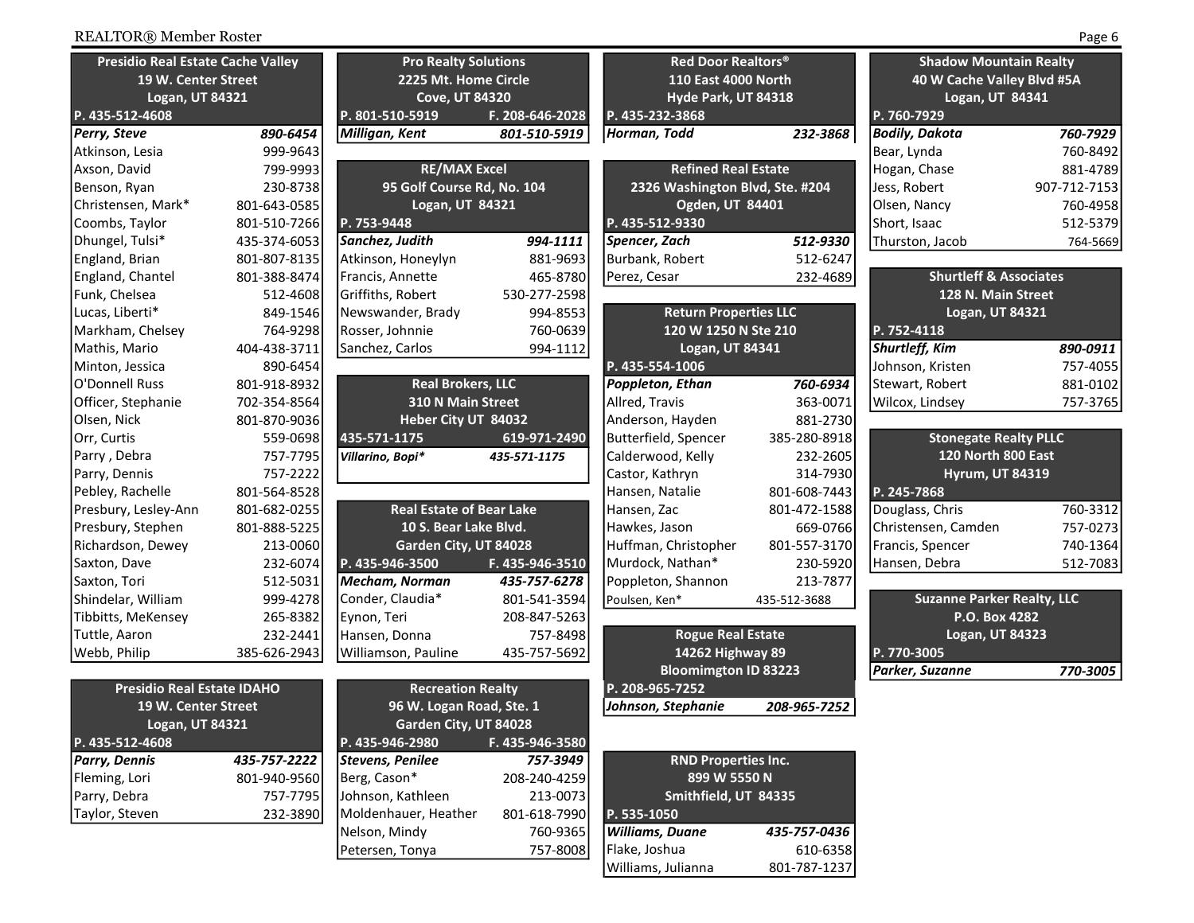### Presidio Real Estate Cache Valley
19 W. Center Street
Logan, UT 84321
P. 435-512-4608

| Name | Phone |
|---|---|
| ***Perry, Steve*** | ***890-6454*** |
| Atkinson, Lesia | 999-9643 |
| Axson, David | 799-9993 |
| Benson, Ryan | 230-8738 |
| Christensen, Mark* | 801-643-0585 |
| Coombs, Taylor | 801-510-7266 |
| Dhungel, Tulsi* | 435-374-6053 |
| England, Brian | 801-807-8135 |
| England, Chantel | 801-388-8474 |
| Funk, Chelsea | 512-4608 |
| Lucas, Liberti* | 849-1546 |
| Markham, Chelsey | 764-9298 |
| Mathis, Mario | 404-438-3711 |
| Minton, Jessica | 890-6454 |
| O'Donnell Russ | 801-918-8932 |
| Officer, Stephanie | 702-354-8564 |
| Olsen, Nick | 801-870-9036 |
| Orr, Curtis | 559-0698 |
| Parry , Debra | 757-7795 |
| Parry, Dennis | 757-2222 |
| Pebley, Rachelle | 801-564-8528 |
| Presbury, Lesley-Ann | 801-682-0255 |
| Presbury, Stephen | 801-888-5225 |
| Richardson, Dewey | 213-0060 |
| Saxton, Dave | 232-6074 |
| Saxton, Tori | 512-5031 |
| Shindelar, William | 999-4278 |
| Tibbitts, MeKensey | 265-8382 |
| Tuttle, Aaron | 232-2441 |
| Webb, Philip | 385-626-2943 |

### Presidio Real Estate IDAHO
19 W. Center Street
Logan, UT 84321
P. 435-512-4608

| Name | Phone |
|---|---|
| ***Parry, Dennis*** | ***435-757-2222*** |
| Fleming, Lori | 801-940-9560 |
| Parry, Debra | 757-7795 |
| Taylor, Steven | 232-3890 |

### Pro Realty Solutions
2225 Mt. Home Circle
Cove, UT 84320
P. 801-510-5919 F. 208-646-2028

| Name | Phone |
|---|---|
| ***Milligan, Kent*** | ***801-510-5919*** |

### RE/MAX Excel
95 Golf Course Rd, No. 104
Logan, UT 84321
P. 753-9448

| Name | Phone |
|---|---|
| ***Sanchez, Judith*** | ***994-1111*** |
| Atkinson, Honeylyn | 881-9693 |
| Francis, Annette | 465-8780 |
| Griffiths, Robert | 530-277-2598 |
| Newswander, Brady | 994-8553 |
| Rosser, Johnnie | 760-0639 |
| Sanchez, Carlos | 994-1112 |

### Real Brokers, LLC
310 N Main Street
Heber City UT 84032
435-571-1175 619-971-2490

| Name | Phone |
|---|---|
| ***Villarino, Bopi**** | ***435-571-1175*** |

### Real Estate of Bear Lake
10 S. Bear Lake Blvd.
Garden City, UT 84028
P. 435-946-3500 F. 435-946-3510

| Name | Phone |
|---|---|
| ***Mecham, Norman*** | ***435-757-6278*** |
| Conder, Claudia* | 801-541-3594 |
| Eynon, Teri | 208-847-5263 |
| Hansen, Donna | 757-8498 |
| Williamson, Pauline | 435-757-5692 |

### Recreation Realty
96 W. Logan Road, Ste. 1
Garden City, UT 84028
P. 435-946-2980 F. 435-946-3580

| Name | Phone |
|---|---|
| ***Stevens, Penilee*** | ***757-3949*** |
| Berg, Cason* | 208-240-4259 |
| Johnson, Kathleen | 213-0073 |
| Moldenhauer, Heather | 801-618-7990 |
| Nelson, Mindy | 760-9365 |
| Petersen, Tonya | 757-8008 |

### Red Door Realtors®
110 East 4000 North
Hyde Park, UT 84318
P. 435-232-3868

| Name | Phone |
|---|---|
| ***Horman, Todd*** | ***232-3868*** |

### Refined Real Estate
2326 Washington Blvd, Ste. #204
Ogden, UT 84401
P. 435-512-9330

| Name | Phone |
|---|---|
| ***Spencer, Zach*** | ***512-9330*** |
| Burbank, Robert | 512-6247 |
| Perez, Cesar | 232-4689 |

### Return Properties LLC
120 W 1250 N Ste 210
Logan, UT 84341
P. 435-554-1006

| Name | Phone |
|---|---|
| ***Poppleton, Ethan*** | ***760-6934*** |
| Allred, Travis | 363-0071 |
| Anderson, Hayden | 881-2730 |
| Butterfield, Spencer | 385-280-8918 |
| Calderwood, Kelly | 232-2605 |
| Castor, Kathryn | 314-7930 |
| Hansen, Natalie | 801-608-7443 |
| Hansen, Zac | 801-472-1588 |
| Hawkes, Jason | 669-0766 |
| Huffman, Christopher | 801-557-3170 |
| Murdock, Nathan* | 230-5920 |
| Poppleton, Shannon | 213-7877 |
| Poulsen, Ken* | 435-512-3688 |

### Rogue Real Estate
14262 Highway 89
Bloomimgton ID 83223
P. 208-965-7252

| Name | Phone |
|---|---|
| ***Johnson, Stephanie*** | ***208-965-7252*** |

### RND Properties Inc.
899 W 5550 N
Smithfield, UT 84335
P. 535-1050

| Name | Phone |
|---|---|
| ***Williams, Duane*** | ***435-757-0436*** |
| Flake, Joshua | 610-6358 |
| Williams, Julianna | 801-787-1237 |

### Shadow Mountain Realty
40 W Cache Valley Blvd #5A
Logan, UT 84341
P. 760-7929

| Name | Phone |
|---|---|
| ***Bodily, Dakota*** | ***760-7929*** |
| Bear, Lynda | 760-8492 |
| Hogan, Chase | 881-4789 |
| Jess, Robert | 907-712-7153 |
| Olsen, Nancy | 760-4958 |
| Short, Isaac | 512-5379 |
| Thurston, Jacob | 764-5669 |

### Shurtleff & Associates
128 N. Main Street
Logan, UT 84321
P. 752-4118

| Name | Phone |
|---|---|
| ***Shurtleff, Kim*** | ***890-0911*** |
| Johnson, Kristen | 757-4055 |
| Stewart, Robert | 881-0102 |
| Wilcox, Lindsey | 757-3765 |

### Stonegate Realty PLLC
120 North 800 East
Hyrum, UT 84319
P. 245-7868

| Name | Phone |
|---|---|
| Douglass, Chris | 760-3312 |
| Christensen, Camden | 757-0273 |
| Francis, Spencer | 740-1364 |
| Hansen, Debra | 512-7083 |

### Suzanne Parker Realty, LLC
P.O. Box 4282
Logan, UT 84323
P. 770-3005

| Name | Phone |
|---|---|
| ***Parker, Suzanne*** | ***770-3005*** |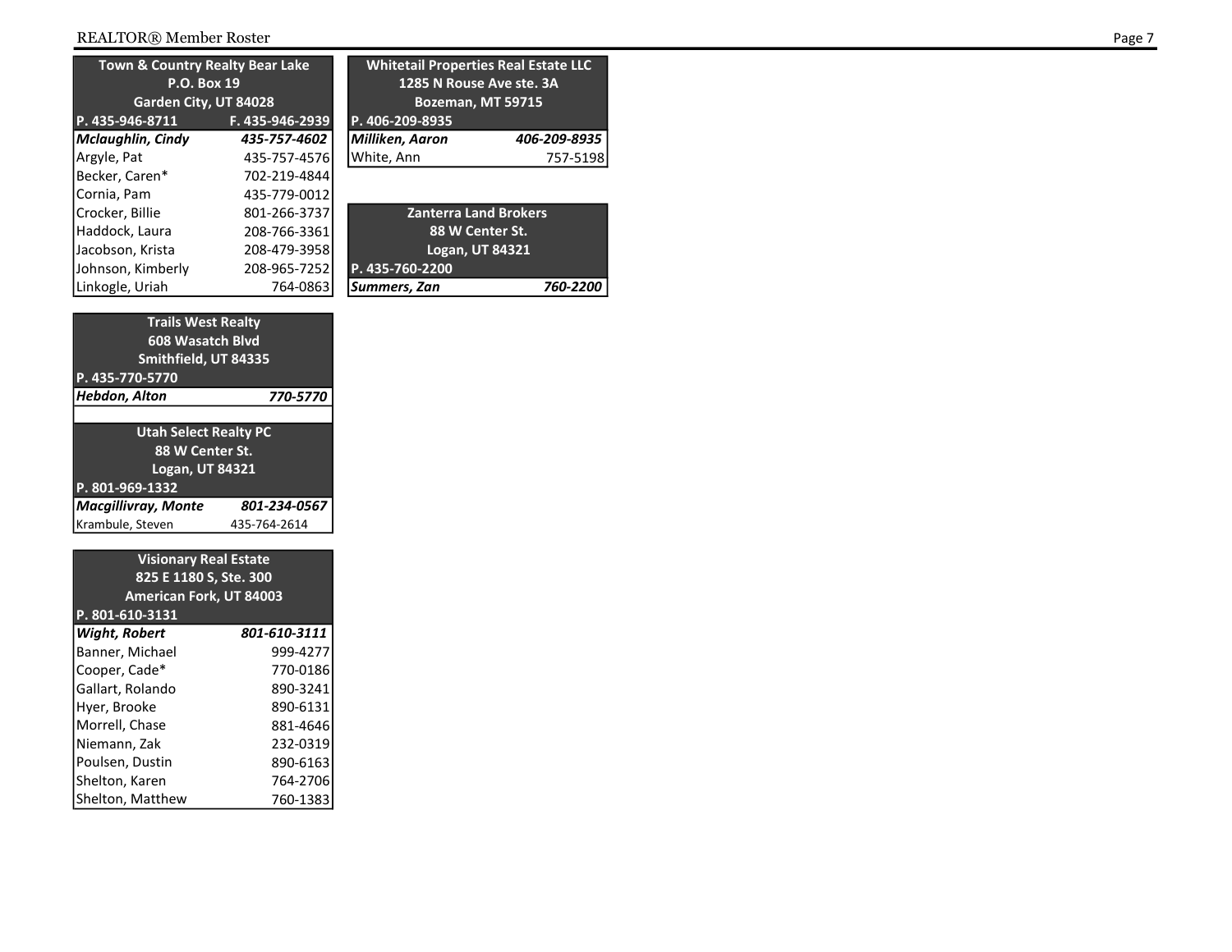| Town & Country Realty Bear Lake<br>P.O. Box 19<br>Garden City, UT 84028 | |
|---|---|
| P. 435-946-8711 | F. 435-946-2939 |
| ***Mclaughlin, Cindy*** | ***435-757-4602*** |
| Argyle, Pat | 435-757-4576 |
| Becker, Caren* | 702-219-4844 |
| Cornia, Pam | 435-779-0012 |
| Crocker, Billie | 801-266-3737 |
| Haddock, Laura | 208-766-3361 |
| Jacobson, Krista | 208-479-3958 |
| Johnson, Kimberly | 208-965-7252 |
| Linkogle, Uriah | 764-0863 |

| Trails West Realty<br>608 Wasatch Blvd<br>Smithfield, UT 84335 | |
|---|---|
| P. 435-770-5770 | |
| ***Hebdon, Alton*** | ***770-5770*** |

| Utah Select Realty PC<br>88 W Center St.<br>Logan, UT 84321 | |
|---|---|
| P. 801-969-1332 | |
| ***Macgillivray, Monte*** | ***801-234-0567*** |
| Krambule, Steven | 435-764-2614 |

| Visionary Real Estate<br>825 E 1180 S, Ste. 300<br>American Fork, UT 84003 | |
|---|---|
| P. 801-610-3131 | |
| ***Wight, Robert*** | ***801-610-3111*** |
| Banner, Michael | 999-4277 |
| Cooper, Cade* | 770-0186 |
| Gallart, Rolando | 890-3241 |
| Hyer, Brooke | 890-6131 |
| Morrell, Chase | 881-4646 |
| Niemann, Zak | 232-0319 |
| Poulsen, Dustin | 890-6163 |
| Shelton, Karen | 764-2706 |
| Shelton, Matthew | 760-1383 |

| Whitetail Properties Real Estate LLC<br>1285 N Rouse Ave ste. 3A<br>Bozeman, MT 59715 | |
|---|---|
| P. 406-209-8935 | |
| ***Milliken, Aaron*** | ***406-209-8935*** |
| White, Ann | 757-5198 |

| Zanterra Land Brokers<br>88 W Center St.<br>Logan, UT 84321 | |
|---|---|
| P. 435-760-2200 | |
| ***Summers, Zan*** | ***760-2200*** |